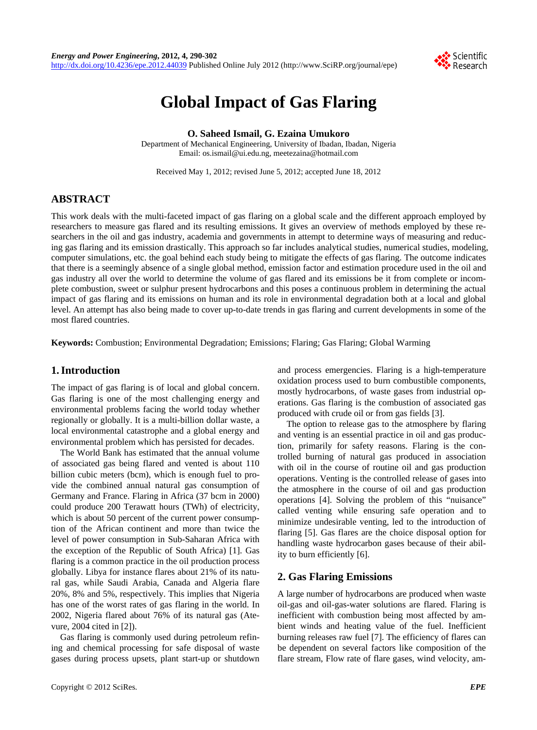# Global Impact of Gas Flaring

**O. Saheed Ismail, G. Ezaina Umukoro**

Department of Mechanical Engineering, University of Ibadan, Ibadan, Nigeria
Email: os.ismail@ui.edu.ng, meetezaina@hotmail.com

Received May 1, 2012; revised June 5, 2012; accepted June 18, 2012

## ABSTRACT

This work deals with the multi-faceted impact of gas flaring on a global scale and the different approach employed by researchers to measure gas flared and its resulting emissions. It gives an overview of methods employed by these researchers in the oil and gas industry, academia and governments in attempt to determine ways of measuring and reducing gas flaring and its emission drastically. This approach so far includes analytical studies, numerical studies, modeling, computer simulations, etc. the goal behind each study being to mitigate the effects of gas flaring. The outcome indicates that there is a seemingly absence of a single global method, emission factor and estimation procedure used in the oil and gas industry all over the world to determine the volume of gas flared and its emissions be it from complete or incomplete combustion, sweet or sulphur present hydrocarbons and this poses a continuous problem in determining the actual impact of gas flaring and its emissions on human and its role in environmental degradation both at a local and global level. An attempt has also being made to cover up-to-date trends in gas flaring and current developments in some of the most flared countries.

**Keywords:** Combustion; Environmental Degradation; Emissions; Flaring; Gas Flaring; Global Warming

## 1. Introduction

The impact of gas flaring is of local and global concern. Gas flaring is one of the most challenging energy and environmental problems facing the world today whether regionally or globally. It is a multi-billion dollar waste, a local environmental catastrophe and a global energy and environmental problem which has persisted for decades.

The World Bank has estimated that the annual volume of associated gas being flared and vented is about 110 billion cubic meters (bcm), which is enough fuel to provide the combined annual natural gas consumption of Germany and France. Flaring in Africa (37 bcm in 2000) could produce 200 Terawatt hours (TWh) of electricity, which is about 50 percent of the current power consumption of the African continent and more than twice the level of power consumption in Sub-Saharan Africa with the exception of the Republic of South Africa) [1]. Gas flaring is a common practice in the oil production process globally. Libya for instance flares about 21% of its natural gas, while Saudi Arabia, Canada and Algeria flare 20%, 8% and 5%, respectively. This implies that Nigeria has one of the worst rates of gas flaring in the world. In 2002, Nigeria flared about 76% of its natural gas (Atevure, 2004 cited in [2]).

Gas flaring is commonly used during petroleum refining and chemical processing for safe disposal of waste gases during process upsets, plant start-up or shutdown and process emergencies. Flaring is a high-temperature oxidation process used to burn combustible components, mostly hydrocarbons, of waste gases from industrial operations. Gas flaring is the combustion of associated gas produced with crude oil or from gas fields [3].

The option to release gas to the atmosphere by flaring and venting is an essential practice in oil and gas production, primarily for safety reasons. Flaring is the controlled burning of natural gas produced in association with oil in the course of routine oil and gas production operations. Venting is the controlled release of gases into the atmosphere in the course of oil and gas production operations [4]. Solving the problem of this "nuisance" called venting while ensuring safe operation and to minimize undesirable venting, led to the introduction of flaring [5]. Gas flares are the choice disposal option for handling waste hydrocarbon gases because of their ability to burn efficiently [6].

## 2. Gas Flaring Emissions

A large number of hydrocarbons are produced when waste oil-gas and oil-gas-water solutions are flared. Flaring is inefficient with combustion being most affected by ambient winds and heating value of the fuel. Inefficient burning releases raw fuel [7]. The efficiency of flares can be dependent on several factors like composition of the flare stream, Flow rate of flare gases, wind velocity, am-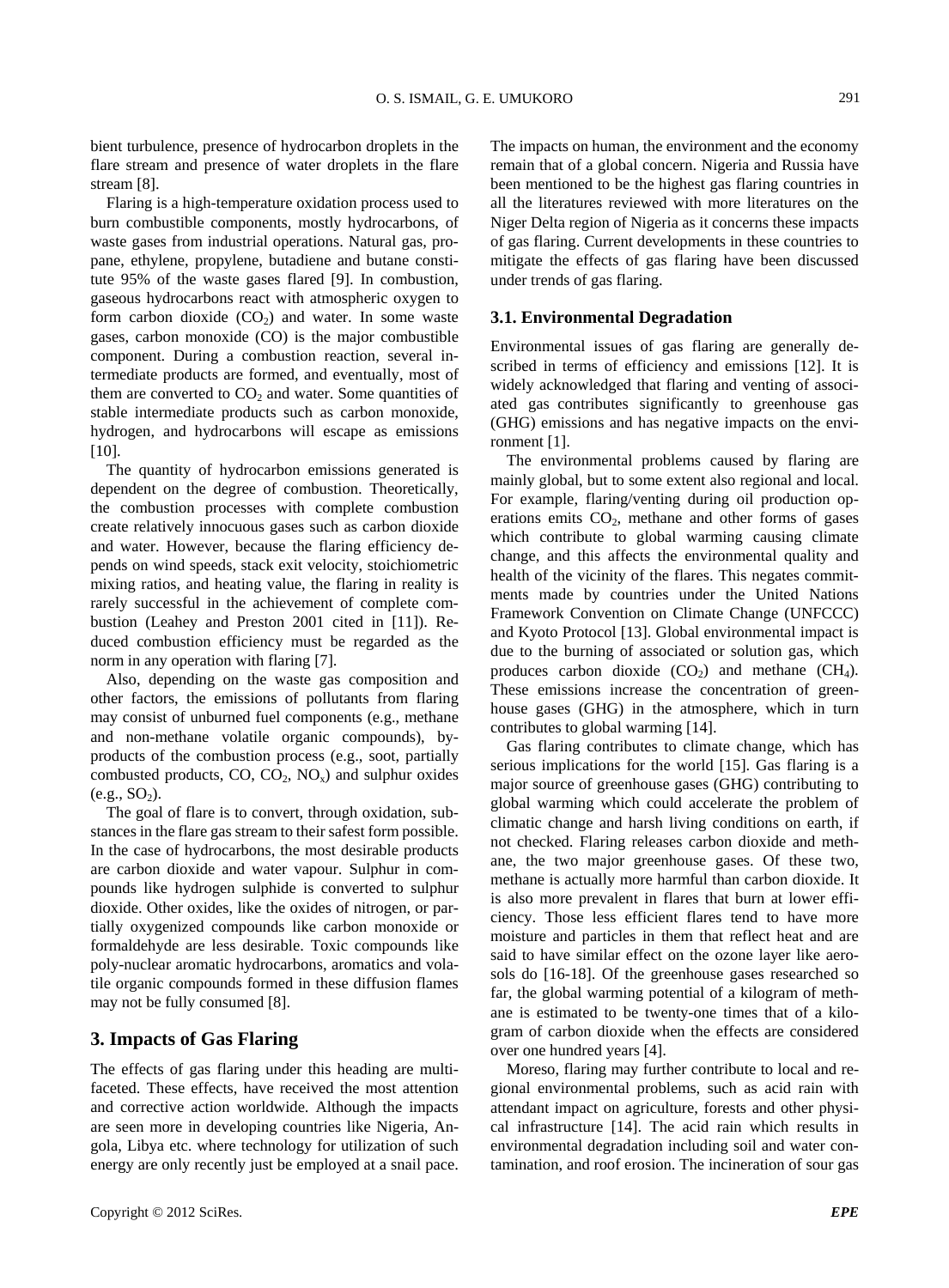bient turbulence, presence of hydrocarbon droplets in the flare stream and presence of water droplets in the flare stream [8].

Flaring is a high-temperature oxidation process used to burn combustible components, mostly hydrocarbons, of waste gases from industrial operations. Natural gas, propane, ethylene, propylene, butadiene and butane constitute 95% of the waste gases flared [9]. In combustion, gaseous hydrocarbons react with atmospheric oxygen to form carbon dioxide ($CO_2$) and water. In some waste gases, carbon monoxide (CO) is the major combustible component. During a combustion reaction, several intermediate products are formed, and eventually, most of them are converted to $CO_2$ and water. Some quantities of stable intermediate products such as carbon monoxide, hydrogen, and hydrocarbons will escape as emissions [10].

The quantity of hydrocarbon emissions generated is dependent on the degree of combustion. Theoretically, the combustion processes with complete combustion create relatively innocuous gases such as carbon dioxide and water. However, because the flaring efficiency depends on wind speeds, stack exit velocity, stoichiometric mixing ratios, and heating value, the flaring in reality is rarely successful in the achievement of complete combustion (Leahey and Preston 2001 cited in [11]). Reduced combustion efficiency must be regarded as the norm in any operation with flaring [7].

Also, depending on the waste gas composition and other factors, the emissions of pollutants from flaring may consist of unburned fuel components (e.g., methane and non-methane volatile organic compounds), byproducts of the combustion process (e.g., soot, partially combusted products, CO, $CO_2$, $NO_x$) and sulphur oxides (e.g., $SO_2$).

The goal of flare is to convert, through oxidation, substances in the flare gas stream to their safest form possible. In the case of hydrocarbons, the most desirable products are carbon dioxide and water vapour. Sulphur in compounds like hydrogen sulphide is converted to sulphur dioxide. Other oxides, like the oxides of nitrogen, or partially oxygenized compounds like carbon monoxide or formaldehyde are less desirable. Toxic compounds like poly-nuclear aromatic hydrocarbons, aromatics and volatile organic compounds formed in these diffusion flames may not be fully consumed [8].

## 3. Impacts of Gas Flaring

The effects of gas flaring under this heading are multifaceted. These effects, have received the most attention and corrective action worldwide. Although the impacts are seen more in developing countries like Nigeria, Angola, Libya etc. where technology for utilization of such energy are only recently just be employed at a snail pace. The impacts on human, the environment and the economy remain that of a global concern. Nigeria and Russia have been mentioned to be the highest gas flaring countries in all the literatures reviewed with more literatures on the Niger Delta region of Nigeria as it concerns these impacts of gas flaring. Current developments in these countries to mitigate the effects of gas flaring have been discussed under trends of gas flaring.

### 3.1. Environmental Degradation

Environmental issues of gas flaring are generally described in terms of efficiency and emissions [12]. It is widely acknowledged that flaring and venting of associated gas contributes significantly to greenhouse gas (GHG) emissions and has negative impacts on the environment [1].

The environmental problems caused by flaring are mainly global, but to some extent also regional and local. For example, flaring/venting during oil production operations emits $CO_2$, methane and other forms of gases which contribute to global warming causing climate change, and this affects the environmental quality and health of the vicinity of the flares. This negates commitments made by countries under the United Nations Framework Convention on Climate Change (UNFCCC) and Kyoto Protocol [13]. Global environmental impact is due to the burning of associated or solution gas, which produces carbon dioxide ($CO_2$) and methane ($CH_4$). These emissions increase the concentration of greenhouse gases (GHG) in the atmosphere, which in turn contributes to global warming [14].

Gas flaring contributes to climate change, which has serious implications for the world [15]. Gas flaring is a major source of greenhouse gases (GHG) contributing to global warming which could accelerate the problem of climatic change and harsh living conditions on earth, if not checked. Flaring releases carbon dioxide and methane, the two major greenhouse gases. Of these two, methane is actually more harmful than carbon dioxide. It is also more prevalent in flares that burn at lower efficiency. Those less efficient flares tend to have more moisture and particles in them that reflect heat and are said to have similar effect on the ozone layer like aerosols do [16-18]. Of the greenhouse gases researched so far, the global warming potential of a kilogram of methane is estimated to be twenty-one times that of a kilogram of carbon dioxide when the effects are considered over one hundred years [4].

Moreso, flaring may further contribute to local and regional environmental problems, such as acid rain with attendant impact on agriculture, forests and other physical infrastructure [14]. The acid rain which results in environmental degradation including soil and water contamination, and roof erosion. The incineration of sour gas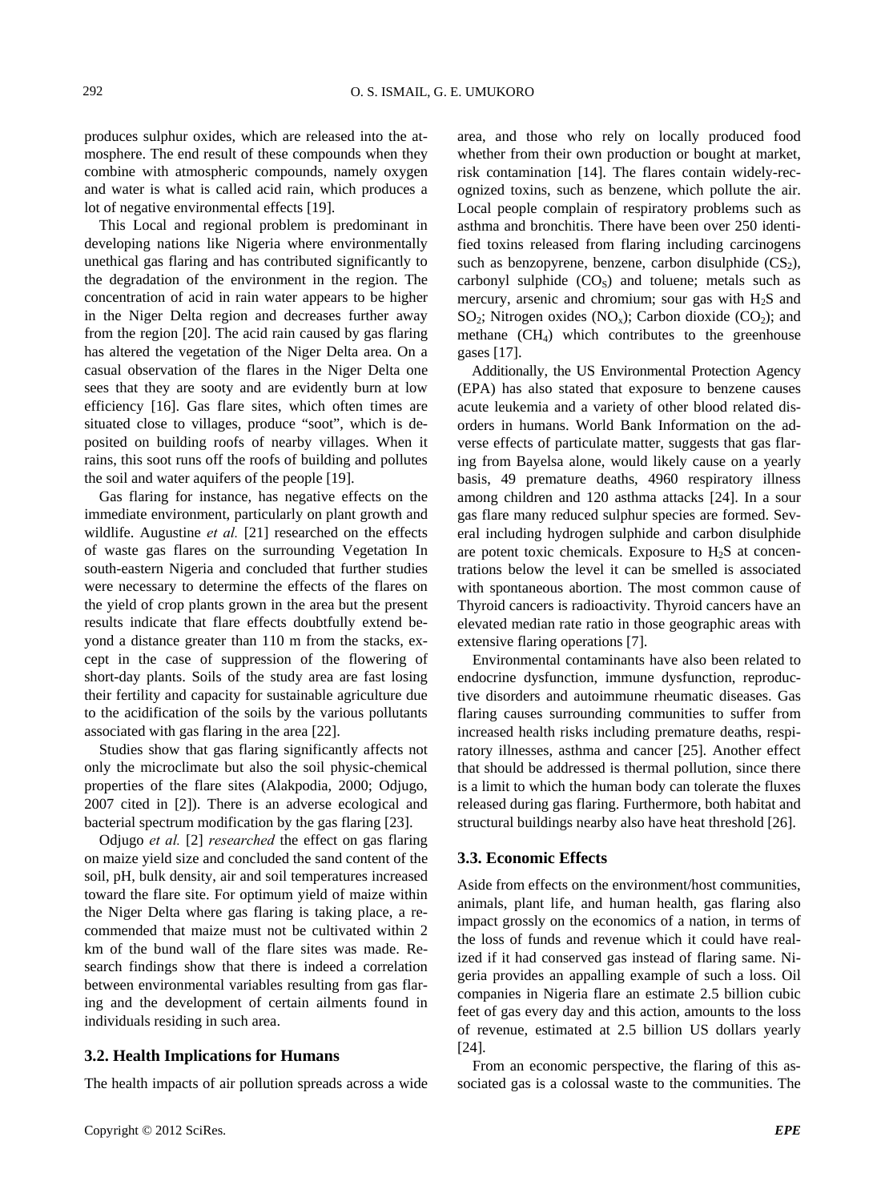produces sulphur oxides, which are released into the atmosphere. The end result of these compounds when they combine with atmospheric compounds, namely oxygen and water is what is called acid rain, which produces a lot of negative environmental effects [19].

This Local and regional problem is predominant in developing nations like Nigeria where environmentally unethical gas flaring and has contributed significantly to the degradation of the environment in the region. The concentration of acid in rain water appears to be higher in the Niger Delta region and decreases further away from the region [20]. The acid rain caused by gas flaring has altered the vegetation of the Niger Delta area. On a casual observation of the flares in the Niger Delta one sees that they are sooty and are evidently burn at low efficiency [16]. Gas flare sites, which often times are situated close to villages, produce "soot", which is deposited on building roofs of nearby villages. When it rains, this soot runs off the roofs of building and pollutes the soil and water aquifers of the people [19].

Gas flaring for instance, has negative effects on the immediate environment, particularly on plant growth and wildlife. Augustine *et al.* [21] researched on the effects of waste gas flares on the surrounding Vegetation In south-eastern Nigeria and concluded that further studies were necessary to determine the effects of the flares on the yield of crop plants grown in the area but the present results indicate that flare effects doubtfully extend beyond a distance greater than 110 m from the stacks, except in the case of suppression of the flowering of short-day plants. Soils of the study area are fast losing their fertility and capacity for sustainable agriculture due to the acidification of the soils by the various pollutants associated with gas flaring in the area [22].

Studies show that gas flaring significantly affects not only the microclimate but also the soil physic-chemical properties of the flare sites (Alakpodia, 2000; Odjugo, 2007 cited in [2]). There is an adverse ecological and bacterial spectrum modification by the gas flaring [23].

Odjugo *et al.* [2] *researched* the effect on gas flaring on maize yield size and concluded the sand content of the soil, pH, bulk density, air and soil temperatures increased toward the flare site. For optimum yield of maize within the Niger Delta where gas flaring is taking place, a recommended that maize must not be cultivated within 2 km of the bund wall of the flare sites was made. Research findings show that there is indeed a correlation between environmental variables resulting from gas flaring and the development of certain ailments found in individuals residing in such area.

### 3.2. Health Implications for Humans

The health impacts of air pollution spreads across a wide area, and those who rely on locally produced food whether from their own production or bought at market, risk contamination [14]. The flares contain widely-recognized toxins, such as benzene, which pollute the air. Local people complain of respiratory problems such as asthma and bronchitis. There have been over 250 identified toxins released from flaring including carcinogens such as benzopyrene, benzene, carbon disulphide ($CS_2$), carbonyl sulphide ($CO_S$) and toluene; metals such as mercury, arsenic and chromium; sour gas with $H_2S$ and $SO_2$; Nitrogen oxides ($NO_x$); Carbon dioxide ($CO_2$); and methane ($CH_4$) which contributes to the greenhouse gases [17].

Additionally, the US Environmental Protection Agency (EPA) has also stated that exposure to benzene causes acute leukemia and a variety of other blood related disorders in humans. World Bank Information on the adverse effects of particulate matter, suggests that gas flaring from Bayelsa alone, would likely cause on a yearly basis, 49 premature deaths, 4960 respiratory illness among children and 120 asthma attacks [24]. In a sour gas flare many reduced sulphur species are formed. Several including hydrogen sulphide and carbon disulphide are potent toxic chemicals. Exposure to $H_2S$ at concentrations below the level it can be smelled is associated with spontaneous abortion. The most common cause of Thyroid cancers is radioactivity. Thyroid cancers have an elevated median rate ratio in those geographic areas with extensive flaring operations [7].

Environmental contaminants have also been related to endocrine dysfunction, immune dysfunction, reproductive disorders and autoimmune rheumatic diseases. Gas flaring causes surrounding communities to suffer from increased health risks including premature deaths, respiratory illnesses, asthma and cancer [25]. Another effect that should be addressed is thermal pollution, since there is a limit to which the human body can tolerate the fluxes released during gas flaring. Furthermore, both habitat and structural buildings nearby also have heat threshold [26].

### 3.3. Economic Effects

Aside from effects on the environment/host communities, animals, plant life, and human health, gas flaring also impact grossly on the economics of a nation, in terms of the loss of funds and revenue which it could have realized if it had conserved gas instead of flaring same. Nigeria provides an appalling example of such a loss. Oil companies in Nigeria flare an estimate 2.5 billion cubic feet of gas every day and this action, amounts to the loss of revenue, estimated at 2.5 billion US dollars yearly [24].

From an economic perspective, the flaring of this associated gas is a colossal waste to the communities. The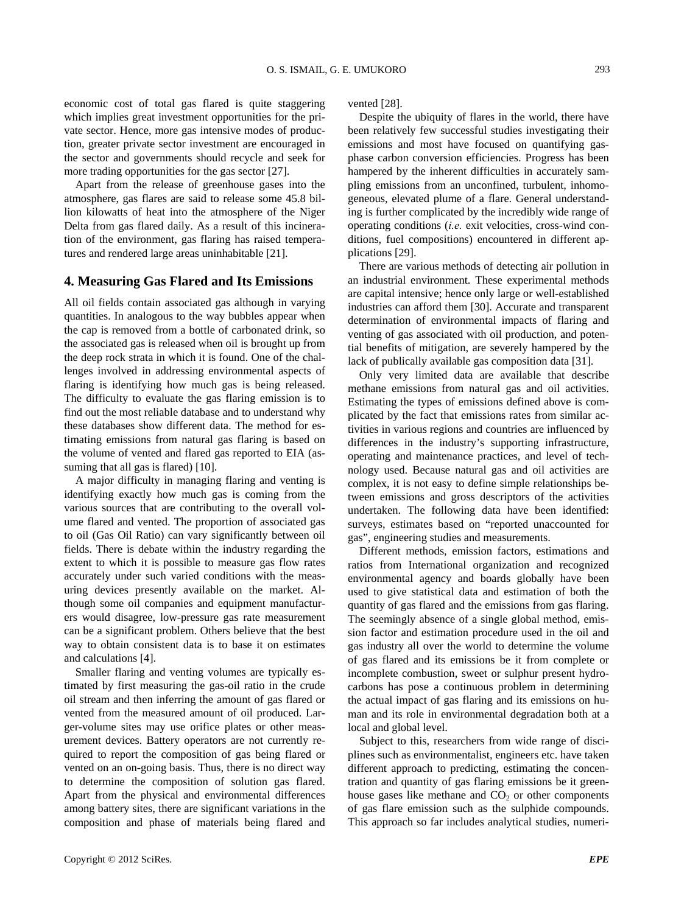economic cost of total gas flared is quite staggering which implies great investment opportunities for the private sector. Hence, more gas intensive modes of production, greater private sector investment are encouraged in the sector and governments should recycle and seek for more trading opportunities for the gas sector [27].

Apart from the release of greenhouse gases into the atmosphere, gas flares are said to release some 45.8 billion kilowatts of heat into the atmosphere of the Niger Delta from gas flared daily. As a result of this incineration of the environment, gas flaring has raised temperatures and rendered large areas uninhabitable [21].

## 4. Measuring Gas Flared and Its Emissions

All oil fields contain associated gas although in varying quantities. In analogous to the way bubbles appear when the cap is removed from a bottle of carbonated drink, so the associated gas is released when oil is brought up from the deep rock strata in which it is found. One of the challenges involved in addressing environmental aspects of flaring is identifying how much gas is being released. The difficulty to evaluate the gas flaring emission is to find out the most reliable database and to understand why these databases show different data. The method for estimating emissions from natural gas flaring is based on the volume of vented and flared gas reported to EIA (assuming that all gas is flared) [10].

A major difficulty in managing flaring and venting is identifying exactly how much gas is coming from the various sources that are contributing to the overall volume flared and vented. The proportion of associated gas to oil (Gas Oil Ratio) can vary significantly between oil fields. There is debate within the industry regarding the extent to which it is possible to measure gas flow rates accurately under such varied conditions with the measuring devices presently available on the market. Although some oil companies and equipment manufacturers would disagree, low-pressure gas rate measurement can be a significant problem. Others believe that the best way to obtain consistent data is to base it on estimates and calculations [4].

Smaller flaring and venting volumes are typically estimated by first measuring the gas-oil ratio in the crude oil stream and then inferring the amount of gas flared or vented from the measured amount of oil produced. Larger-volume sites may use orifice plates or other measurement devices. Battery operators are not currently required to report the composition of gas being flared or vented on an on-going basis. Thus, there is no direct way to determine the composition of solution gas flared. Apart from the physical and environmental differences among battery sites, there are significant variations in the composition and phase of materials being flared and vented [28].

Despite the ubiquity of flares in the world, there have been relatively few successful studies investigating their emissions and most have focused on quantifying gas-phase carbon conversion efficiencies. Progress has been hampered by the inherent difficulties in accurately sampling emissions from an unconfined, turbulent, inhomogeneous, elevated plume of a flare. General understanding is further complicated by the incredibly wide range of operating conditions (*i.e.* exit velocities, cross-wind conditions, fuel compositions) encountered in different applications [29].

There are various methods of detecting air pollution in an industrial environment. These experimental methods are capital intensive; hence only large or well-established industries can afford them [30]. Accurate and transparent determination of environmental impacts of flaring and venting of gas associated with oil production, and potential benefits of mitigation, are severely hampered by the lack of publically available gas composition data [31].

Only very limited data are available that describe methane emissions from natural gas and oil activities. Estimating the types of emissions defined above is complicated by the fact that emissions rates from similar activities in various regions and countries are influenced by differences in the industry's supporting infrastructure, operating and maintenance practices, and level of technology used. Because natural gas and oil activities are complex, it is not easy to define simple relationships between emissions and gross descriptors of the activities undertaken. The following data have been identified: surveys, estimates based on "reported unaccounted for gas", engineering studies and measurements.

Different methods, emission factors, estimations and ratios from International organization and recognized environmental agency and boards globally have been used to give statistical data and estimation of both the quantity of gas flared and the emissions from gas flaring. The seemingly absence of a single global method, emission factor and estimation procedure used in the oil and gas industry all over the world to determine the volume of gas flared and its emissions be it from complete or incomplete combustion, sweet or sulphur present hydrocarbons has pose a continuous problem in determining the actual impact of gas flaring and its emissions on human and its role in environmental degradation both at a local and global level.

Subject to this, researchers from wide range of disciplines such as environmentalist, engineers etc. have taken different approach to predicting, estimating the concentration and quantity of gas flaring emissions be it greenhouse gases like methane and $CO_2$ or other components of gas flare emission such as the sulphide compounds. This approach so far includes analytical studies, numeri-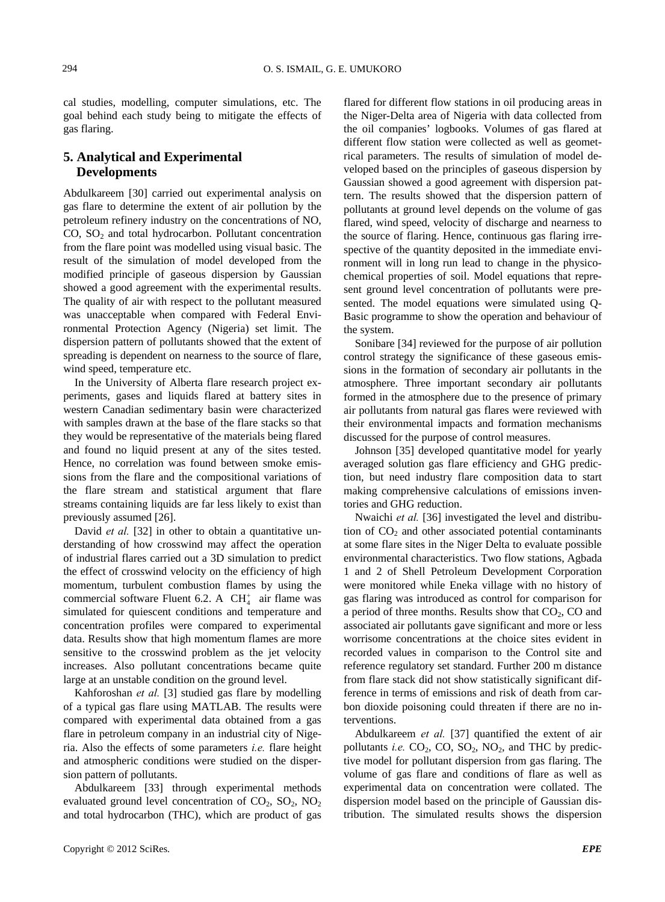cal studies, modelling, computer simulations, etc. The goal behind each study being to mitigate the effects of gas flaring.

## 5. Analytical and Experimental Developments

Abdulkareem [30] carried out experimental analysis on gas flare to determine the extent of air pollution by the petroleum refinery industry on the concentrations of NO, CO, $SO_2$ and total hydrocarbon. Pollutant concentration from the flare point was modelled using visual basic. The result of the simulation of model developed from the modified principle of gaseous dispersion by Gaussian showed a good agreement with the experimental results. The quality of air with respect to the pollutant measured was unacceptable when compared with Federal Environmental Protection Agency (Nigeria) set limit. The dispersion pattern of pollutants showed that the extent of spreading is dependent on nearness to the source of flare, wind speed, temperature etc.

In the University of Alberta flare research project experiments, gases and liquids flared at battery sites in western Canadian sedimentary basin were characterized with samples drawn at the base of the flare stacks so that they would be representative of the materials being flared and found no liquid present at any of the sites tested. Hence, no correlation was found between smoke emissions from the flare and the compositional variations of the flare stream and statistical argument that flare streams containing liquids are far less likely to exist than previously assumed [26].

David *et al.* [32] in other to obtain a quantitative understanding of how crosswind may affect the operation of industrial flares carried out a 3D simulation to predict the effect of crosswind velocity on the efficiency of high momentum, turbulent combustion flames by using the commercial software Fluent 6.2. A $CH_4^+$ air flame was simulated for quiescent conditions and temperature and concentration profiles were compared to experimental data. Results show that high momentum flames are more sensitive to the crosswind problem as the jet velocity increases. Also pollutant concentrations became quite large at an unstable condition on the ground level.

Kahforoshan *et al.* [3] studied gas flare by modelling of a typical gas flare using MATLAB. The results were compared with experimental data obtained from a gas flare in petroleum company in an industrial city of Nigeria. Also the effects of some parameters *i.e.* flare height and atmospheric conditions were studied on the dispersion pattern of pollutants.

Abdulkareem [33] through experimental methods evaluated ground level concentration of $CO_2$, $SO_2$, $NO_2$ and total hydrocarbon (THC), which are product of gas flared for different flow stations in oil producing areas in the Niger-Delta area of Nigeria with data collected from the oil companies' logbooks. Volumes of gas flared at different flow station were collected as well as geometrical parameters. The results of simulation of model developed based on the principles of gaseous dispersion by Gaussian showed a good agreement with dispersion pattern. The results showed that the dispersion pattern of pollutants at ground level depends on the volume of gas flared, wind speed, velocity of discharge and nearness to the source of flaring. Hence, continuous gas flaring irrespective of the quantity deposited in the immediate environment will in long run lead to change in the physicochemical properties of soil. Model equations that represent ground level concentration of pollutants were presented. The model equations were simulated using Q-Basic programme to show the operation and behaviour of the system.

Sonibare [34] reviewed for the purpose of air pollution control strategy the significance of these gaseous emissions in the formation of secondary air pollutants in the atmosphere. Three important secondary air pollutants formed in the atmosphere due to the presence of primary air pollutants from natural gas flares were reviewed with their environmental impacts and formation mechanisms discussed for the purpose of control measures.

Johnson [35] developed quantitative model for yearly averaged solution gas flare efficiency and GHG prediction, but need industry flare composition data to start making comprehensive calculations of emissions inventories and GHG reduction.

Nwaichi *et al.* [36] investigated the level and distribution of $CO_2$ and other associated potential contaminants at some flare sites in the Niger Delta to evaluate possible environmental characteristics. Two flow stations, Agbada 1 and 2 of Shell Petroleum Development Corporation were monitored while Eneka village with no history of gas flaring was introduced as control for comparison for a period of three months. Results show that $CO_2$, CO and associated air pollutants gave significant and more or less worrisome concentrations at the choice sites evident in recorded values in comparison to the Control site and reference regulatory set standard. Further 200 m distance from flare stack did not show statistically significant difference in terms of emissions and risk of death from carbon dioxide poisoning could threaten if there are no interventions.

Abdulkareem *et al.* [37] quantified the extent of air pollutants *i.e.* $CO_2$, CO, $SO_2$, $NO_2$, and THC by predictive model for pollutant dispersion from gas flaring. The volume of gas flare and conditions of flare as well as experimental data on concentration were collated. The dispersion model based on the principle of Gaussian distribution. The simulated results shows the dispersion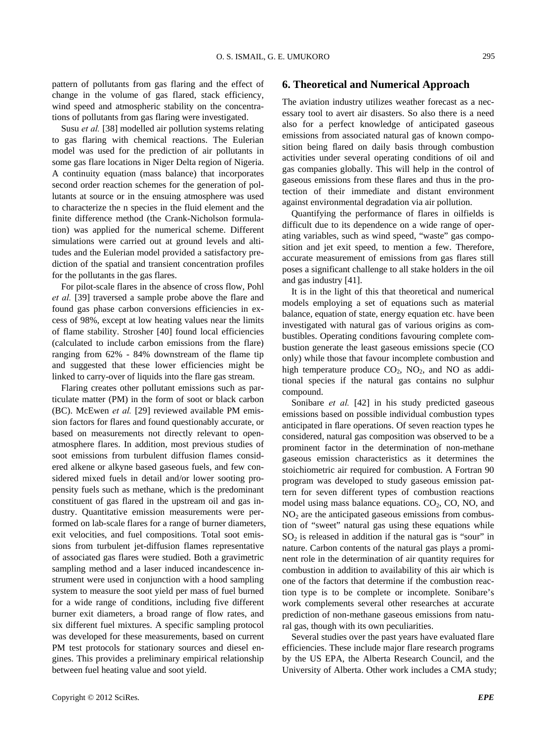pattern of pollutants from gas flaring and the effect of change in the volume of gas flared, stack efficiency, wind speed and atmospheric stability on the concentrations of pollutants from gas flaring were investigated.

Susu *et al.* [38] modelled air pollution systems relating to gas flaring with chemical reactions. The Eulerian model was used for the prediction of air pollutants in some gas flare locations in Niger Delta region of Nigeria. A continuity equation (mass balance) that incorporates second order reaction schemes for the generation of pollutants at source or in the ensuing atmosphere was used to characterize the n species in the fluid element and the finite difference method (the Crank-Nicholson formulation) was applied for the numerical scheme. Different simulations were carried out at ground levels and altitudes and the Eulerian model provided a satisfactory prediction of the spatial and transient concentration profiles for the pollutants in the gas flares.

For pilot-scale flares in the absence of cross flow, Pohl *et al.* [39] traversed a sample probe above the flare and found gas phase carbon conversions efficiencies in excess of 98%, except at low heating values near the limits of flame stability. Strosher [40] found local efficiencies (calculated to include carbon emissions from the flare) ranging from 62% - 84% downstream of the flame tip and suggested that these lower efficiencies might be linked to carry-over of liquids into the flare gas stream.

Flaring creates other pollutant emissions such as particulate matter (PM) in the form of soot or black carbon (BC). McEwen *et al.* [29] reviewed available PM emission factors for flares and found questionably accurate, or based on measurements not directly relevant to open-atmosphere flares. In addition, most previous studies of soot emissions from turbulent diffusion flames considered alkene or alkyne based gaseous fuels, and few considered mixed fuels in detail and/or lower sooting propensity fuels such as methane, which is the predominant constituent of gas flared in the upstream oil and gas industry. Quantitative emission measurements were performed on lab-scale flares for a range of burner diameters, exit velocities, and fuel compositions. Total soot emissions from turbulent jet-diffusion flames representative of associated gas flares were studied. Both a gravimetric sampling method and a laser induced incandescence instrument were used in conjunction with a hood sampling system to measure the soot yield per mass of fuel burned for a wide range of conditions, including five different burner exit diameters, a broad range of flow rates, and six different fuel mixtures. A specific sampling protocol was developed for these measurements, based on current PM test protocols for stationary sources and diesel engines. This provides a preliminary empirical relationship between fuel heating value and soot yield.

## 6. Theoretical and Numerical Approach

The aviation industry utilizes weather forecast as a necessary tool to avert air disasters. So also there is a need also for a perfect knowledge of anticipated gaseous emissions from associated natural gas of known composition being flared on daily basis through combustion activities under several operating conditions of oil and gas companies globally. This will help in the control of gaseous emissions from these flares and thus in the protection of their immediate and distant environment against environmental degradation via air pollution.

Quantifying the performance of flares in oilfields is difficult due to its dependence on a wide range of operating variables, such as wind speed, "waste" gas composition and jet exit speed, to mention a few. Therefore, accurate measurement of emissions from gas flares still poses a significant challenge to all stake holders in the oil and gas industry [41].

It is in the light of this that theoretical and numerical models employing a set of equations such as material balance, equation of state, energy equation etc. have been investigated with natural gas of various origins as combustibles. Operating conditions favouring complete combustion generate the least gaseous emissions specie (CO only) while those that favour incomplete combustion and high temperature produce $CO_2$, $NO_2$, and NO as additional species if the natural gas contains no sulphur compound.

Sonibare *et al.* [42] in his study predicted gaseous emissions based on possible individual combustion types anticipated in flare operations. Of seven reaction types he considered, natural gas composition was observed to be a prominent factor in the determination of non-methane gaseous emission characteristics as it determines the stoichiometric air required for combustion. A Fortran 90 program was developed to study gaseous emission pattern for seven different types of combustion reactions model using mass balance equations. $CO_2$, CO, NO, and $NO_2$ are the anticipated gaseous emissions from combustion of "sweet" natural gas using these equations while $SO_2$ is released in addition if the natural gas is "sour" in nature. Carbon contents of the natural gas plays a prominent role in the determination of air quantity requires for combustion in addition to availability of this air which is one of the factors that determine if the combustion reaction type is to be complete or incomplete. Sonibare's work complements several other researches at accurate prediction of non-methane gaseous emissions from natural gas, though with its own peculiarities.

Several studies over the past years have evaluated flare efficiencies. These include major flare research programs by the US EPA, the Alberta Research Council, and the University of Alberta. Other work includes a CMA study;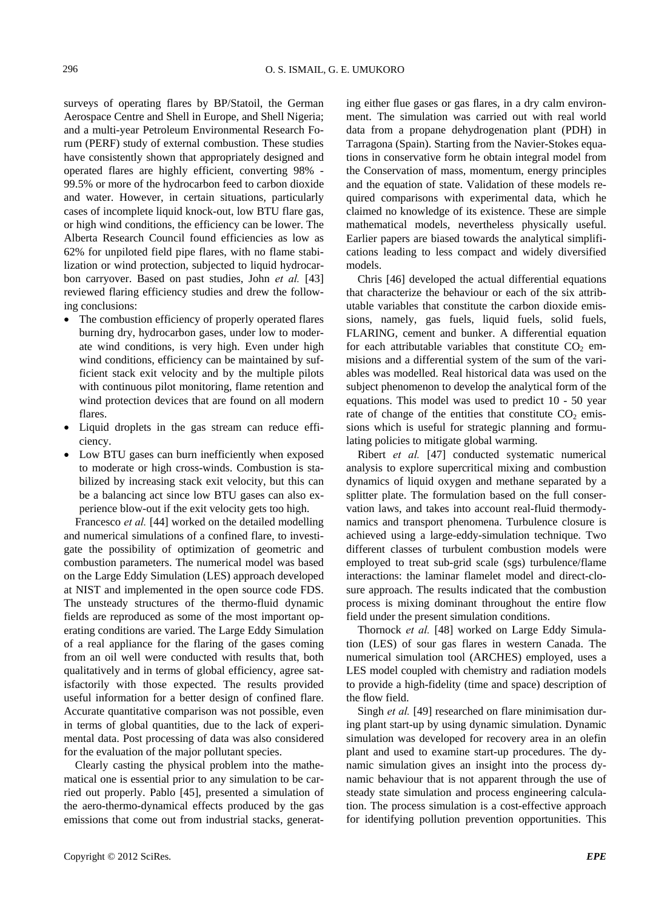surveys of operating flares by BP/Statoil, the German Aerospace Centre and Shell in Europe, and Shell Nigeria; and a multi-year Petroleum Environmental Research Forum (PERF) study of external combustion. These studies have consistently shown that appropriately designed and operated flares are highly efficient, converting 98% - 99.5% or more of the hydrocarbon feed to carbon dioxide and water. However, in certain situations, particularly cases of incomplete liquid knock-out, low BTU flare gas, or high wind conditions, the efficiency can be lower. The Alberta Research Council found efficiencies as low as 62% for unpiloted field pipe flares, with no flame stabilization or wind protection, subjected to liquid hydrocarbon carryover. Based on past studies, John *et al.* [43] reviewed flaring efficiency studies and drew the following conclusions:

- The combustion efficiency of properly operated flares burning dry, hydrocarbon gases, under low to moderate wind conditions, is very high. Even under high wind conditions, efficiency can be maintained by sufficient stack exit velocity and by the multiple pilots with continuous pilot monitoring, flame retention and wind protection devices that are found on all modern flares.
- Liquid droplets in the gas stream can reduce efficiency.
- Low BTU gases can burn inefficiently when exposed to moderate or high cross-winds. Combustion is stabilized by increasing stack exit velocity, but this can be a balancing act since low BTU gases can also experience blow-out if the exit velocity gets too high.

Francesco *et al.* [44] worked on the detailed modelling and numerical simulations of a confined flare, to investigate the possibility of optimization of geometric and combustion parameters. The numerical model was based on the Large Eddy Simulation (LES) approach developed at NIST and implemented in the open source code FDS. The unsteady structures of the thermo-fluid dynamic fields are reproduced as some of the most important operating conditions are varied. The Large Eddy Simulation of a real appliance for the flaring of the gases coming from an oil well were conducted with results that, both qualitatively and in terms of global efficiency, agree satisfactorily with those expected. The results provided useful information for a better design of confined flare. Accurate quantitative comparison was not possible, even in terms of global quantities, due to the lack of experimental data. Post processing of data was also considered for the evaluation of the major pollutant species.

Clearly casting the physical problem into the mathematical one is essential prior to any simulation to be carried out properly. Pablo [45], presented a simulation of the aero-thermo-dynamical effects produced by the gas emissions that come out from industrial stacks, generating either flue gases or gas flares, in a dry calm environment. The simulation was carried out with real world data from a propane dehydrogenation plant (PDH) in Tarragona (Spain). Starting from the Navier-Stokes equations in conservative form he obtain integral model from the Conservation of mass, momentum, energy principles and the equation of state. Validation of these models required comparisons with experimental data, which he claimed no knowledge of its existence. These are simple mathematical models, nevertheless physically useful. Earlier papers are biased towards the analytical simplifications leading to less compact and widely diversified models.

Chris [46] developed the actual differential equations that characterize the behaviour or each of the six attributable variables that constitute the carbon dioxide emissions, namely, gas fuels, liquid fuels, solid fuels, FLARING, cement and bunker. A differential equation for each attributable variables that constitute $CO_2$ emmisions and a differential system of the sum of the variables was modelled. Real historical data was used on the subject phenomenon to develop the analytical form of the equations. This model was used to predict 10 - 50 year rate of change of the entities that constitute $CO_2$ emissions which is useful for strategic planning and formulating policies to mitigate global warming.

Ribert *et al.* [47] conducted systematic numerical analysis to explore supercritical mixing and combustion dynamics of liquid oxygen and methane separated by a splitter plate. The formulation based on the full conservation laws, and takes into account real-fluid thermodynamics and transport phenomena. Turbulence closure is achieved using a large-eddy-simulation technique. Two different classes of turbulent combustion models were employed to treat sub-grid scale (sgs) turbulence/flame interactions: the laminar flamelet model and direct-closure approach. The results indicated that the combustion process is mixing dominant throughout the entire flow field under the present simulation conditions.

Thornock *et al.* [48] worked on Large Eddy Simulation (LES) of sour gas flares in western Canada. The numerical simulation tool (ARCHES) employed, uses a LES model coupled with chemistry and radiation models to provide a high-fidelity (time and space) description of the flow field.

Singh *et al.* [49] researched on flare minimisation during plant start-up by using dynamic simulation. Dynamic simulation was developed for recovery area in an olefin plant and used to examine start-up procedures. The dynamic simulation gives an insight into the process dynamic behaviour that is not apparent through the use of steady state simulation and process engineering calculation. The process simulation is a cost-effective approach for identifying pollution prevention opportunities. This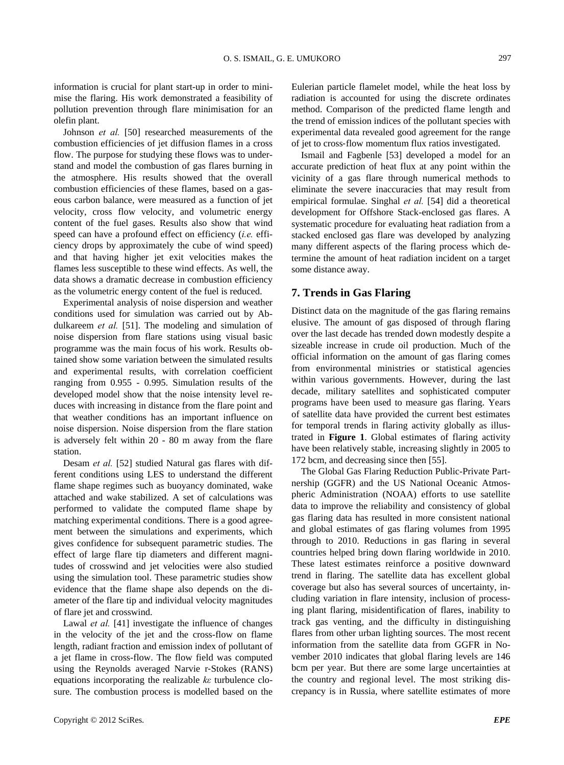information is crucial for plant start-up in order to minimise the flaring. His work demonstrated a feasibility of pollution prevention through flare minimisation for an olefin plant.

Johnson *et al.* [50] researched measurements of the combustion efficiencies of jet diffusion flames in a cross flow. The purpose for studying these flows was to understand and model the combustion of gas flares burning in the atmosphere. His results showed that the overall combustion efficiencies of these flames, based on a gaseous carbon balance, were measured as a function of jet velocity, cross flow velocity, and volumetric energy content of the fuel gases. Results also show that wind speed can have a profound effect on efficiency (*i.e.* efficiency drops by approximately the cube of wind speed) and that having higher jet exit velocities makes the flames less susceptible to these wind effects. As well, the data shows a dramatic decrease in combustion efficiency as the volumetric energy content of the fuel is reduced.

Experimental analysis of noise dispersion and weather conditions used for simulation was carried out by Abdulkareem *et al.* [51]. The modeling and simulation of noise dispersion from flare stations using visual basic programme was the main focus of his work. Results obtained show some variation between the simulated results and experimental results, with correlation coefficient ranging from 0.955 - 0.995. Simulation results of the developed model show that the noise intensity level reduces with increasing in distance from the flare point and that weather conditions has an important influence on noise dispersion. Noise dispersion from the flare station is adversely felt within 20 - 80 m away from the flare station.

Desam *et al.* [52] studied Natural gas flares with different conditions using LES to understand the different flame shape regimes such as buoyancy dominated, wake attached and wake stabilized. A set of calculations was performed to validate the computed flame shape by matching experimental conditions. There is a good agreement between the simulations and experiments, which gives confidence for subsequent parametric studies. The effect of large flare tip diameters and different magnitudes of crosswind and jet velocities were also studied using the simulation tool. These parametric studies show evidence that the flame shape also depends on the diameter of the flare tip and individual velocity magnitudes of flare jet and crosswind.

Lawal *et al.* [41] investigate the influence of changes in the velocity of the jet and the cross-flow on flame length, radiant fraction and emission index of pollutant of a jet flame in cross-flow. The flow field was computed using the Reynolds averaged Narvie r-Stokes (RANS) equations incorporating the realizable $k\varepsilon$ turbulence closure. The combustion process is modelled based on the Eulerian particle flamelet model, while the heat loss by radiation is accounted for using the discrete ordinates method. Comparison of the predicted flame length and the trend of emission indices of the pollutant species with experimental data revealed good agreement for the range of jet to cross-flow momentum flux ratios investigated.

Ismail and Fagbenle [53] developed a model for an accurate prediction of heat flux at any point within the vicinity of a gas flare through numerical methods to eliminate the severe inaccuracies that may result from empirical formulae. Singhal *et al.* [54] did a theoretical development for Offshore Stack-enclosed gas flares. A systematic procedure for evaluating heat radiation from a stacked enclosed gas flare was developed by analyzing many different aspects of the flaring process which determine the amount of heat radiation incident on a target some distance away.

## 7. Trends in Gas Flaring

Distinct data on the magnitude of the gas flaring remains elusive. The amount of gas disposed of through flaring over the last decade has trended down modestly despite a sizeable increase in crude oil production. Much of the official information on the amount of gas flaring comes from environmental ministries or statistical agencies within various governments. However, during the last decade, military satellites and sophisticated computer programs have been used to measure gas flaring. Years of satellite data have provided the current best estimates for temporal trends in flaring activity globally as illustrated in **Figure 1**. Global estimates of flaring activity have been relatively stable, increasing slightly in 2005 to 172 bcm, and decreasing since then [55].

The Global Gas Flaring Reduction Public-Private Partnership (GGFR) and the US National Oceanic Atmospheric Administration (NOAA) efforts to use satellite data to improve the reliability and consistency of global gas flaring data has resulted in more consistent national and global estimates of gas flaring volumes from 1995 through to 2010. Reductions in gas flaring in several countries helped bring down flaring worldwide in 2010. These latest estimates reinforce a positive downward trend in flaring. The satellite data has excellent global coverage but also has several sources of uncertainty, including variation in flare intensity, inclusion of processing plant flaring, misidentification of flares, inability to track gas venting, and the difficulty in distinguishing flares from other urban lighting sources. The most recent information from the satellite data from GGFR in November 2010 indicates that global flaring levels are 146 bcm per year. But there are some large uncertainties at the country and regional level. The most striking discrepancy is in Russia, where satellite estimates of more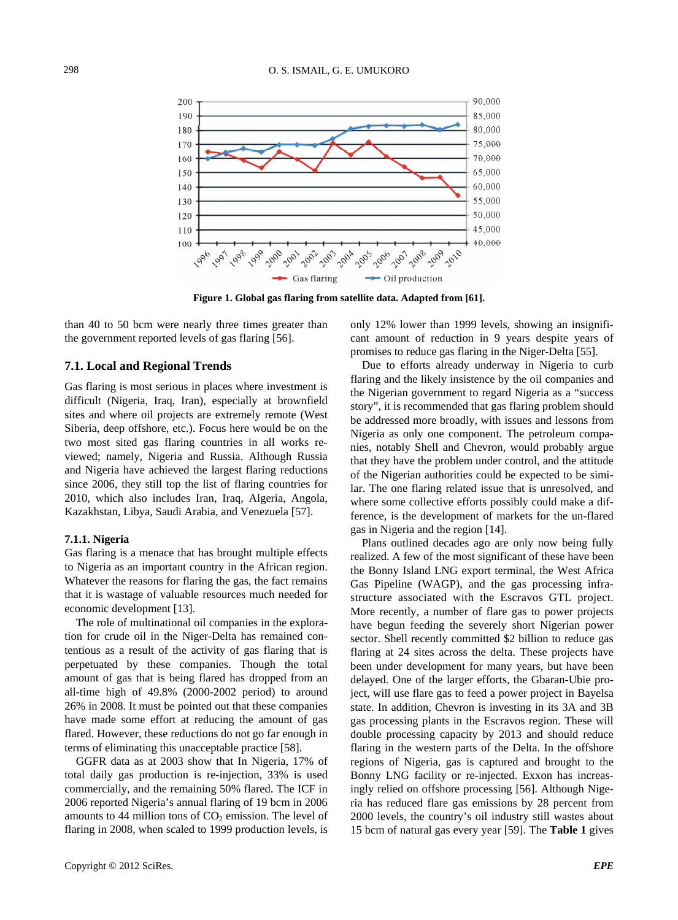Figure 1. Global gas flaring from satellite data. Adapted from [61].

than 40 to 50 bcm were nearly three times greater than the government reported levels of gas flaring [56].

### 7.1. Local and Regional Trends

Gas flaring is most serious in places where investment is difficult (Nigeria, Iraq, Iran), especially at brownfield sites and where oil projects are extremely remote (West Siberia, deep offshore, etc.). Focus here would be on the two most sited gas flaring countries in all works reviewed; namely, Nigeria and Russia. Although Russia and Nigeria have achieved the largest flaring reductions since 2006, they still top the list of flaring countries for 2010, which also includes Iran, Iraq, Algeria, Angola, Kazakhstan, Libya, Saudi Arabia, and Venezuela [57].

#### 7.1.1. Nigeria

Gas flaring is a menace that has brought multiple effects to Nigeria as an important country in the African region. Whatever the reasons for flaring the gas, the fact remains that it is wastage of valuable resources much needed for economic development [13].

The role of multinational oil companies in the exploration for crude oil in the Niger-Delta has remained contentious as a result of the activity of gas flaring that is perpetuated by these companies. Though the total amount of gas that is being flared has dropped from an all-time high of 49.8% (2000-2002 period) to around 26% in 2008. It must be pointed out that these companies have made some effort at reducing the amount of gas flared. However, these reductions do not go far enough in terms of eliminating this unacceptable practice [58].

GGFR data as at 2003 show that In Nigeria, 17% of total daily gas production is re-injection, 33% is used commercially, and the remaining 50% flared. The ICF in 2006 reported Nigeria's annual flaring of 19 bcm in 2006 amounts to 44 million tons of $CO_2$ emission. The level of flaring in 2008, when scaled to 1999 production levels, is only 12% lower than 1999 levels, showing an insignificant amount of reduction in 9 years despite years of promises to reduce gas flaring in the Niger-Delta [55].

Due to efforts already underway in Nigeria to curb flaring and the likely insistence by the oil companies and the Nigerian government to regard Nigeria as a "success story", it is recommended that gas flaring problem should be addressed more broadly, with issues and lessons from Nigeria as only one component. The petroleum companies, notably Shell and Chevron, would probably argue that they have the problem under control, and the attitude of the Nigerian authorities could be expected to be similar. The one flaring related issue that is unresolved, and where some collective efforts possibly could make a difference, is the development of markets for the un-flared gas in Nigeria and the region [14].

Plans outlined decades ago are only now being fully realized. A few of the most significant of these have been the Bonny Island LNG export terminal, the West Africa Gas Pipeline (WAGP), and the gas processing infrastructure associated with the Escravos GTL project. More recently, a number of flare gas to power projects have begun feeding the severely short Nigerian power sector. Shell recently committed $2 billion to reduce gas flaring at 24 sites across the delta. These projects have been under development for many years, but have been delayed. One of the larger efforts, the Gbaran-Ubie project, will use flare gas to feed a power project in Bayelsa state. In addition, Chevron is investing in its 3A and 3B gas processing plants in the Escravos region. These will double processing capacity by 2013 and should reduce flaring in the western parts of the Delta. In the offshore regions of Nigeria, gas is captured and brought to the Bonny LNG facility or re-injected. Exxon has increasingly relied on offshore processing [56]. Although Nigeria has reduced flare gas emissions by 28 percent from 2000 levels, the country's oil industry still wastes about 15 bcm of natural gas every year [59]. The **Table 1** gives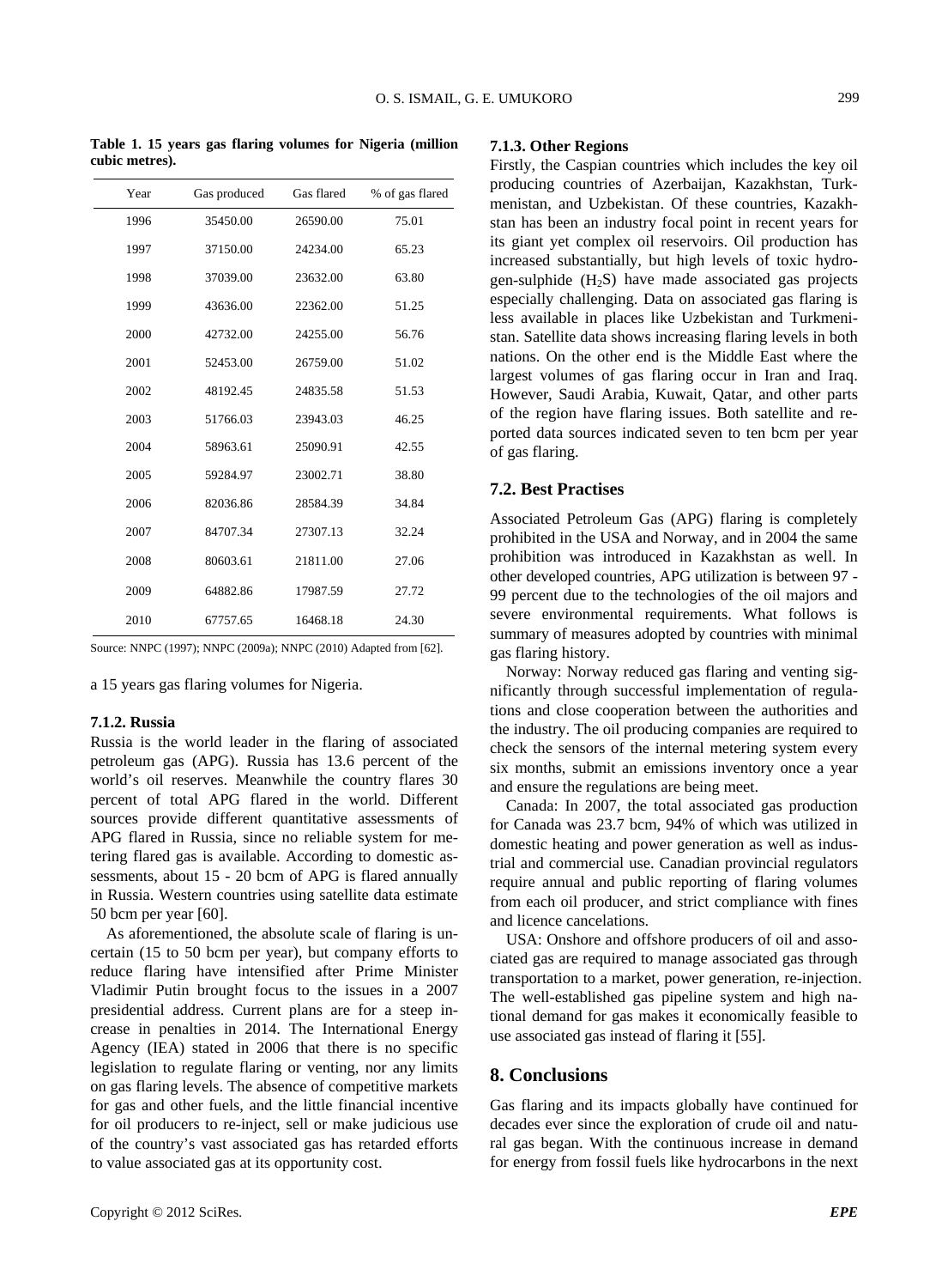**Table 1. 15 years gas flaring volumes for Nigeria (million cubic metres).**

| Year | Gas produced | Gas flared | % of gas flared |
|---|---|---|---|
| 1996 | 35450.00 | 26590.00 | 75.01 |
| 1997 | 37150.00 | 24234.00 | 65.23 |
| 1998 | 37039.00 | 23632.00 | 63.80 |
| 1999 | 43636.00 | 22362.00 | 51.25 |
| 2000 | 42732.00 | 24255.00 | 56.76 |
| 2001 | 52453.00 | 26759.00 | 51.02 |
| 2002 | 48192.45 | 24835.58 | 51.53 |
| 2003 | 51766.03 | 23943.03 | 46.25 |
| 2004 | 58963.61 | 25090.91 | 42.55 |
| 2005 | 59284.97 | 23002.71 | 38.80 |
| 2006 | 82036.86 | 28584.39 | 34.84 |
| 2007 | 84707.34 | 27307.13 | 32.24 |
| 2008 | 80603.61 | 21811.00 | 27.06 |
| 2009 | 64882.86 | 17987.59 | 27.72 |
| 2010 | 67757.65 | 16468.18 | 24.30 |

Source: NNPC (1997); NNPC (2009a); NNPC (2010) Adapted from [62].

a 15 years gas flaring volumes for Nigeria.

#### 7.1.2. Russia

Russia is the world leader in the flaring of associated petroleum gas (APG). Russia has 13.6 percent of the world's oil reserves. Meanwhile the country flares 30 percent of total APG flared in the world. Different sources provide different quantitative assessments of APG flared in Russia, since no reliable system for metering flared gas is available. According to domestic assessments, about 15 - 20 bcm of APG is flared annually in Russia. Western countries using satellite data estimate 50 bcm per year [60].

As aforementioned, the absolute scale of flaring is uncertain (15 to 50 bcm per year), but company efforts to reduce flaring have intensified after Prime Minister Vladimir Putin brought focus to the issues in a 2007 presidential address. Current plans are for a steep increase in penalties in 2014. The International Energy Agency (IEA) stated in 2006 that there is no specific legislation to regulate flaring or venting, nor any limits on gas flaring levels. The absence of competitive markets for gas and other fuels, and the little financial incentive for oil producers to re-inject, sell or make judicious use of the country's vast associated gas has retarded efforts to value associated gas at its opportunity cost.

#### 7.1.3. Other Regions

Firstly, the Caspian countries which includes the key oil producing countries of Azerbaijan, Kazakhstan, Turkmenistan, and Uzbekistan. Of these countries, Kazakhstan has been an industry focal point in recent years for its giant yet complex oil reservoirs. Oil production has increased substantially, but high levels of toxic hydrogen-sulphide ($H_2S$) have made associated gas projects especially challenging. Data on associated gas flaring is less available in places like Uzbekistan and Turkmenistan. Satellite data shows increasing flaring levels in both nations. On the other end is the Middle East where the largest volumes of gas flaring occur in Iran and Iraq. However, Saudi Arabia, Kuwait, Qatar, and other parts of the region have flaring issues. Both satellite and reported data sources indicated seven to ten bcm per year of gas flaring.

### 7.2. Best Practises

Associated Petroleum Gas (APG) flaring is completely prohibited in the USA and Norway, and in 2004 the same prohibition was introduced in Kazakhstan as well. In other developed countries, APG utilization is between 97 - 99 percent due to the technologies of the oil majors and severe environmental requirements. What follows is summary of measures adopted by countries with minimal gas flaring history.

Norway: Norway reduced gas flaring and venting significantly through successful implementation of regulations and close cooperation between the authorities and the industry. The oil producing companies are required to check the sensors of the internal metering system every six months, submit an emissions inventory once a year and ensure the regulations are being meet.

Canada: In 2007, the total associated gas production for Canada was 23.7 bcm, 94% of which was utilized in domestic heating and power generation as well as industrial and commercial use. Canadian provincial regulators require annual and public reporting of flaring volumes from each oil producer, and strict compliance with fines and licence cancelations.

USA: Onshore and offshore producers of oil and associated gas are required to manage associated gas through transportation to a market, power generation, re-injection. The well-established gas pipeline system and high national demand for gas makes it economically feasible to use associated gas instead of flaring it [55].

## 8. Conclusions

Gas flaring and its impacts globally have continued for decades ever since the exploration of crude oil and natural gas began. With the continuous increase in demand for energy from fossil fuels like hydrocarbons in the next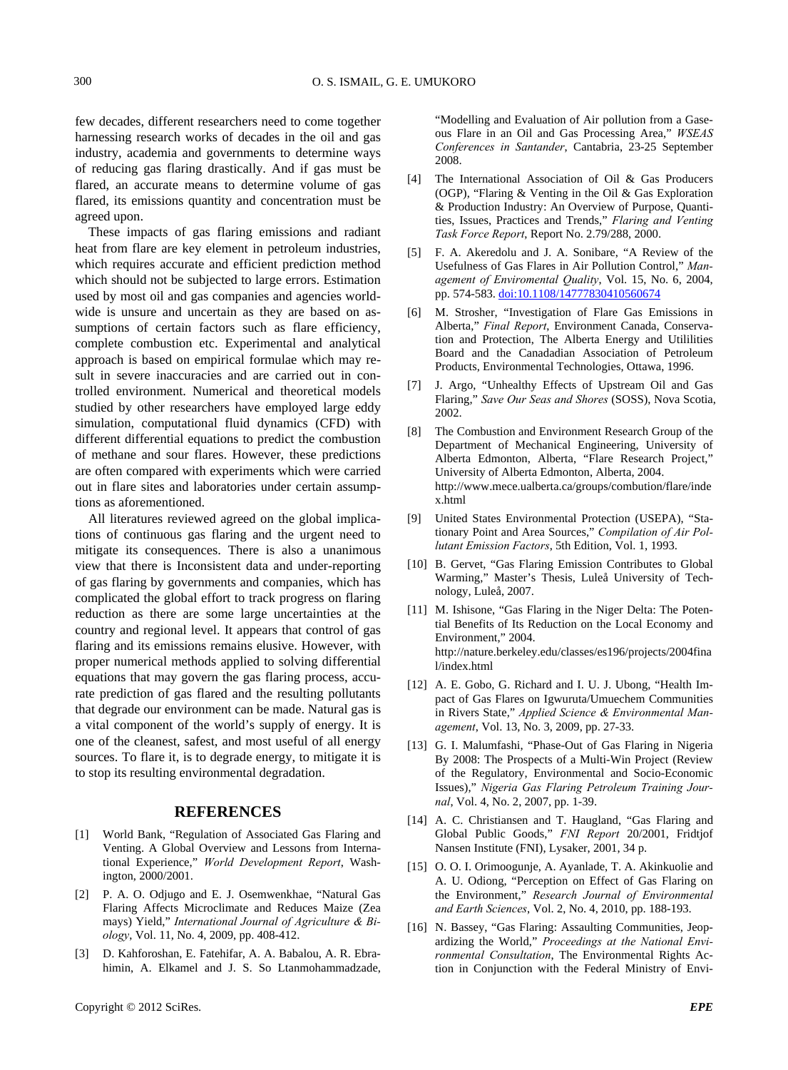few decades, different researchers need to come together harnessing research works of decades in the oil and gas industry, academia and governments to determine ways of reducing gas flaring drastically. And if gas must be flared, an accurate means to determine volume of gas flared, its emissions quantity and concentration must be agreed upon.

These impacts of gas flaring emissions and radiant heat from flare are key element in petroleum industries, which requires accurate and efficient prediction method which should not be subjected to large errors. Estimation used by most oil and gas companies and agencies worldwide is unsure and uncertain as they are based on assumptions of certain factors such as flare efficiency, complete combustion etc. Experimental and analytical approach is based on empirical formulae which may result in severe inaccuracies and are carried out in controlled environment. Numerical and theoretical models studied by other researchers have employed large eddy simulation, computational fluid dynamics (CFD) with different differential equations to predict the combustion of methane and sour flares. However, these predictions are often compared with experiments which were carried out in flare sites and laboratories under certain assumptions as aforementioned.

All literatures reviewed agreed on the global implications of continuous gas flaring and the urgent need to mitigate its consequences. There is also a unanimous view that there is Inconsistent data and under-reporting of gas flaring by governments and companies, which has complicated the global effort to track progress on flaring reduction as there are some large uncertainties at the country and regional level. It appears that control of gas flaring and its emissions remains elusive. However, with proper numerical methods applied to solving differential equations that may govern the gas flaring process, accurate prediction of gas flared and the resulting pollutants that degrade our environment can be made. Natural gas is a vital component of the world's supply of energy. It is one of the cleanest, safest, and most useful of all energy sources. To flare it, is to degrade energy, to mitigate it is to stop its resulting environmental degradation.

## REFERENCES

[1] World Bank, "Regulation of Associated Gas Flaring and Venting. A Global Overview and Lessons from International Experience," *World Development Report*, Washington, 2000/2001.

[2] P. A. O. Odjugo and E. J. Osemwenkhae, "Natural Gas Flaring Affects Microclimate and Reduces Maize (Zea mays) Yield," *International Journal of Agriculture & Biology*, Vol. 11, No. 4, 2009, pp. 408-412.

[3] D. Kahforoshan, E. Fatehifar, A. A. Babalou, A. R. Ebrahimin, A. Elkamel and J. S. So Ltanmohammadzade, "Modelling and Evaluation of Air pollution from a Gaseous Flare in an Oil and Gas Processing Area," *WSEAS Conferences in Santander*, Cantabria, 23-25 September 2008.

[4] The International Association of Oil & Gas Producers (OGP), "Flaring & Venting in the Oil & Gas Exploration & Production Industry: An Overview of Purpose, Quantities, Issues, Practices and Trends," *Flaring and Venting Task Force Report*, Report No. 2.79/288, 2000.

[5] F. A. Akeredolu and J. A. Sonibare, "A Review of the Usefulness of Gas Flares in Air Pollution Control," *Management of Enviromental Quality*, Vol. 15, No. 6, 2004, pp. 574-583. doi:10.1108/14777830410560674

[6] M. Strosher, "Investigation of Flare Gas Emissions in Alberta," *Final Report*, Environment Canada, Conservation and Protection, The Alberta Energy and Utililities Board and the Canadadian Association of Petroleum Products, Environmental Technologies, Ottawa, 1996.

[7] J. Argo, "Unhealthy Effects of Upstream Oil and Gas Flaring," *Save Our Seas and Shores* (SOSS), Nova Scotia, 2002.

[8] The Combustion and Environment Research Group of the Department of Mechanical Engineering, University of Alberta Edmonton, Alberta, "Flare Research Project," University of Alberta Edmonton, Alberta, 2004. http://www.mece.ualberta.ca/groups/combution/flare/index.html

[9] United States Environmental Protection (USEPA), "Stationary Point and Area Sources," *Compilation of Air Pollutant Emission Factors*, 5th Edition, Vol. 1, 1993.

[10] B. Gervet, "Gas Flaring Emission Contributes to Global Warming," Master's Thesis, Luleå University of Technology, Luleå, 2007.

[11] M. Ishisone, "Gas Flaring in the Niger Delta: The Potential Benefits of Its Reduction on the Local Economy and Environment," 2004. http://nature.berkeley.edu/classes/es196/projects/2004final/index.html

[12] A. E. Gobo, G. Richard and I. U. J. Ubong, "Health Impact of Gas Flares on Igwuruta/Umuechem Communities in Rivers State," *Applied Science & Environmental Management*, Vol. 13, No. 3, 2009, pp. 27-33.

[13] G. I. Malumfashi, "Phase-Out of Gas Flaring in Nigeria By 2008: The Prospects of a Multi-Win Project (Review of the Regulatory, Environmental and Socio-Economic Issues)," *Nigeria Gas Flaring Petroleum Training Journal*, Vol. 4, No. 2, 2007, pp. 1-39.

[14] A. C. Christiansen and T. Haugland, "Gas Flaring and Global Public Goods," *FNI Report* 20/2001, Fridtjof Nansen Institute (FNI), Lysaker, 2001, 34 p.

[15] O. O. I. Orimoogunje, A. Ayanlade, T. A. Akinkuolie and A. U. Odiong, "Perception on Effect of Gas Flaring on the Environment," *Research Journal of Environmental and Earth Sciences*, Vol. 2, No. 4, 2010, pp. 188-193.

[16] N. Bassey, "Gas Flaring: Assaulting Communities, Jeopardizing the World," *Proceedings at the National Environmental Consultation*, The Environmental Rights Action in Conjunction with the Federal Ministry of Envi-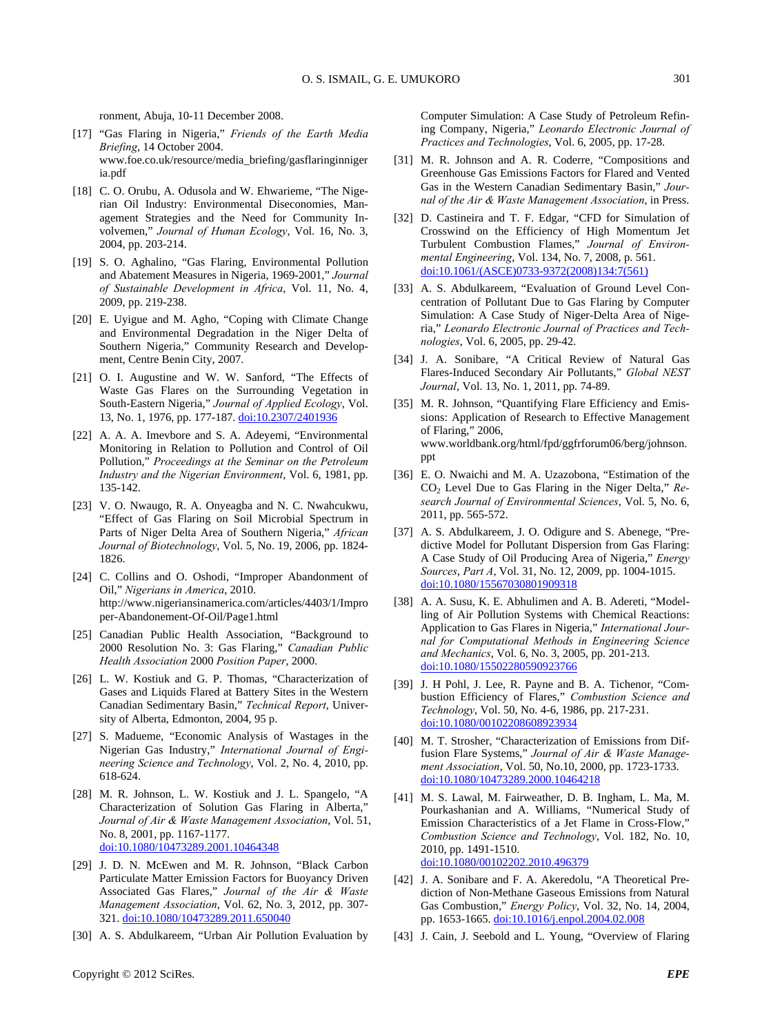ronment, Abuja, 10-11 December 2008.

[17] "Gas Flaring in Nigeria," *Friends of the Earth Media Briefing*, 14 October 2004. www.foe.co.uk/resource/media_briefing/gasflaringinnigeria.pdf

[18] C. O. Orubu, A. Odusola and W. Ehwarieme, "The Nigerian Oil Industry: Environmental Diseconomies, Management Strategies and the Need for Community Involvemen," *Journal of Human Ecology*, Vol. 16, No. 3, 2004, pp. 203-214.

[19] S. O. Aghalino, "Gas Flaring, Environmental Pollution and Abatement Measures in Nigeria, 1969-2001," *Journal of Sustainable Development in Africa*, Vol. 11, No. 4, 2009, pp. 219-238.

[20] E. Uyigue and M. Agho, "Coping with Climate Change and Environmental Degradation in the Niger Delta of Southern Nigeria," Community Research and Development, Centre Benin City, 2007.

[21] O. I. Augustine and W. W. Sanford, "The Effects of Waste Gas Flares on the Surrounding Vegetation in South-Eastern Nigeria," *Journal of Applied Ecology*, Vol. 13, No. 1, 1976, pp. 177-187. doi:10.2307/2401936

[22] A. A. A. Imevbore and S. A. Adeyemi, "Environmental Monitoring in Relation to Pollution and Control of Oil Pollution," *Proceedings at the Seminar on the Petroleum Industry and the Nigerian Environment*, Vol. 6, 1981, pp. 135-142.

[23] V. O. Nwaugo, R. A. Onyeagba and N. C. Nwahcukwu, "Effect of Gas Flaring on Soil Microbial Spectrum in Parts of Niger Delta Area of Southern Nigeria," *African Journal of Biotechnology*, Vol. 5, No. 19, 2006, pp. 1824-1826.

[24] C. Collins and O. Oshodi, "Improper Abandonment of Oil," *Nigerians in America*, 2010. http://www.nigeriansinamerica.com/articles/4403/1/Improper-Abandonement-Of-Oil/Page1.html

[25] Canadian Public Health Association, "Background to 2000 Resolution No. 3: Gas Flaring," *Canadian Public Health Association* 2000 *Position Paper*, 2000.

[26] L. W. Kostiuk and G. P. Thomas, "Characterization of Gases and Liquids Flared at Battery Sites in the Western Canadian Sedimentary Basin," *Technical Report*, University of Alberta, Edmonton, 2004, 95 p.

[27] S. Madueme, "Economic Analysis of Wastages in the Nigerian Gas Industry," *International Journal of Engineering Science and Technology*, Vol. 2, No. 4, 2010, pp. 618-624.

[28] M. R. Johnson, L. W. Kostiuk and J. L. Spangelo, "A Characterization of Solution Gas Flaring in Alberta," *Journal of Air & Waste Management Association*, Vol. 51, No. 8, 2001, pp. 1167-1177. doi:10.1080/10473289.2001.10464348

[29] J. D. N. McEwen and M. R. Johnson, "Black Carbon Particulate Matter Emission Factors for Buoyancy Driven Associated Gas Flares," *Journal of the Air & Waste Management Association*, Vol. 62, No. 3, 2012, pp. 307-321. doi:10.1080/10473289.2011.650040

[30] A. S. Abdulkareem, "Urban Air Pollution Evaluation by Computer Simulation: A Case Study of Petroleum Refining Company, Nigeria," *Leonardo Electronic Journal of Practices and Technologies*, Vol. 6, 2005, pp. 17-28.

[31] M. R. Johnson and A. R. Coderre, "Compositions and Greenhouse Gas Emissions Factors for Flared and Vented Gas in the Western Canadian Sedimentary Basin," *Journal of the Air & Waste Management Association*, in Press.

[32] D. Castineira and T. F. Edgar, "CFD for Simulation of Crosswind on the Efficiency of High Momentum Jet Turbulent Combustion Flames," *Journal of Environmental Engineering*, Vol. 134, No. 7, 2008, p. 561. doi:10.1061/(ASCE)0733-9372(2008)134:7(561)

[33] A. S. Abdulkareem, "Evaluation of Ground Level Concentration of Pollutant Due to Gas Flaring by Computer Simulation: A Case Study of Niger-Delta Area of Nigeria," *Leonardo Electronic Journal of Practices and Technologies*, Vol. 6, 2005, pp. 29-42.

[34] J. A. Sonibare, "A Critical Review of Natural Gas Flares-Induced Secondary Air Pollutants," *Global NEST Journal*, Vol. 13, No. 1, 2011, pp. 74-89.

[35] M. R. Johnson, "Quantifying Flare Efficiency and Emissions: Application of Research to Effective Management of Flaring," 2006, www.worldbank.org/html/fpd/ggfrforum06/berg/johnson.ppt

[36] E. O. Nwaichi and M. A. Uzazobona, "Estimation of the $CO_2$ Level Due to Gas Flaring in the Niger Delta," *Research Journal of Environmental Sciences*, Vol. 5, No. 6, 2011, pp. 565-572.

[37] A. S. Abdulkareem, J. O. Odigure and S. Abenege, "Predictive Model for Pollutant Dispersion from Gas Flaring: A Case Study of Oil Producing Area of Nigeria," *Energy Sources*, *Part A*, Vol. 31, No. 12, 2009, pp. 1004-1015. doi:10.1080/15567030801909318

[38] A. A. Susu, K. E. Abhulimen and A. B. Adereti, "Modelling of Air Pollution Systems with Chemical Reactions: Application to Gas Flares in Nigeria," *International Journal for Computational Methods in Engineering Science and Mechanics*, Vol. 6, No. 3, 2005, pp. 201-213. doi:10.1080/15502280590923766

[39] J. H Pohl, J. Lee, R. Payne and B. A. Tichenor, "Combustion Efficiency of Flares," *Combustion Science and Technology*, Vol. 50, No. 4-6, 1986, pp. 217-231. doi:10.1080/00102208608923934

[40] M. T. Strosher, "Characterization of Emissions from Diffusion Flare Systems," *Journal of Air & Waste Management Association*, Vol. 50, No.10, 2000, pp. 1723-1733. doi:10.1080/10473289.2000.10464218

[41] M. S. Lawal, M. Fairweather, D. B. Ingham, L. Ma, M. Pourkashanian and A. Williams, "Numerical Study of Emission Characteristics of a Jet Flame in Cross-Flow," *Combustion Science and Technology*, Vol. 182, No. 10, 2010, pp. 1491-1510. doi:10.1080/00102202.2010.496379

[42] J. A. Sonibare and F. A. Akeredolu, "A Theoretical Prediction of Non-Methane Gaseous Emissions from Natural Gas Combustion," *Energy Policy*, Vol. 32, No. 14, 2004, pp. 1653-1665. doi:10.1016/j.enpol.2004.02.008

[43] J. Cain, J. Seebold and L. Young, "Overview of Flaring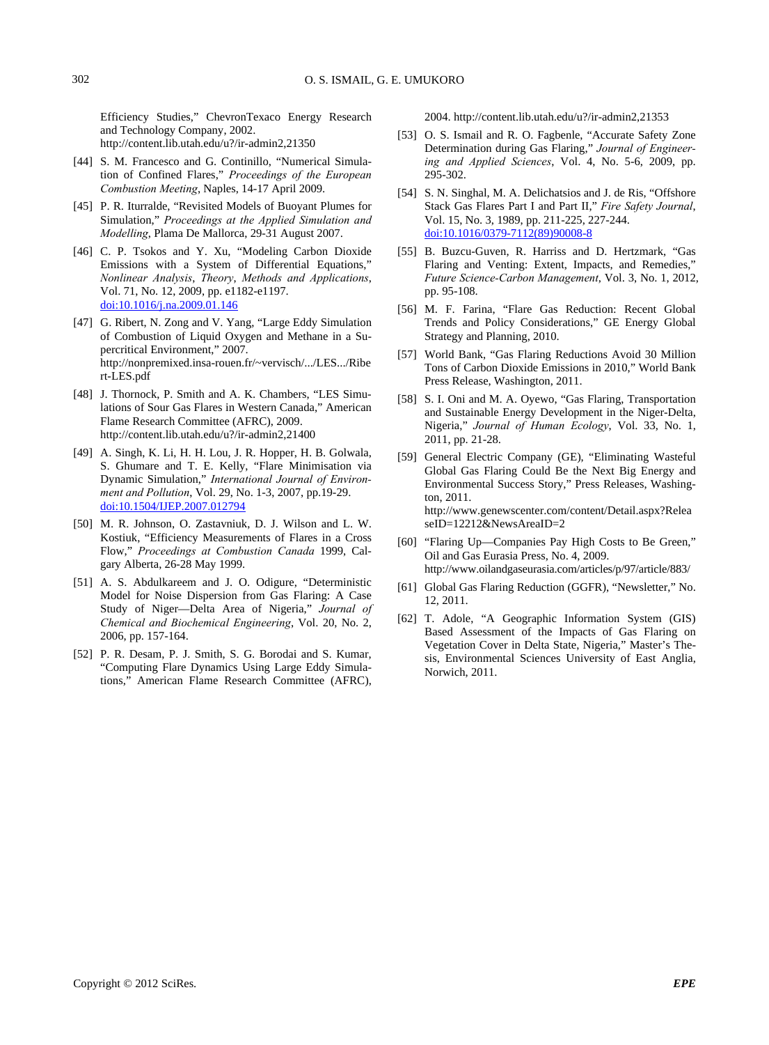Efficiency Studies," ChevronTexaco Energy Research and Technology Company, 2002. http://content.lib.utah.edu/u?/ir-admin2,21350

[44] S. M. Francesco and G. Continillo, "Numerical Simulation of Confined Flares," *Proceedings of the European Combustion Meeting*, Naples, 14-17 April 2009.

[45] P. R. Iturralde, "Revisited Models of Buoyant Plumes for Simulation," *Proceedings at the Applied Simulation and Modelling*, Plama De Mallorca, 29-31 August 2007.

[46] C. P. Tsokos and Y. Xu, "Modeling Carbon Dioxide Emissions with a System of Differential Equations," *Nonlinear Analysis*, *Theory*, *Methods and Applications*, Vol. 71, No. 12, 2009, pp. e1182-e1197. doi:10.1016/j.na.2009.01.146

[47] G. Ribert, N. Zong and V. Yang, "Large Eddy Simulation of Combustion of Liquid Oxygen and Methane in a Supercritical Environment," 2007. http://nonpremixed.insa-rouen.fr/~vervisch/.../LES.../Ribert-LES.pdf

[48] J. Thornock, P. Smith and A. K. Chambers, "LES Simulations of Sour Gas Flares in Western Canada," American Flame Research Committee (AFRC), 2009. http://content.lib.utah.edu/u?/ir-admin2,21400

[49] A. Singh, K. Li, H. H. Lou, J. R. Hopper, H. B. Golwala, S. Ghumare and T. E. Kelly, "Flare Minimisation via Dynamic Simulation," *International Journal of Environment and Pollution*, Vol. 29, No. 1-3, 2007, pp.19-29. doi:10.1504/IJEP.2007.012794

[50] M. R. Johnson, O. Zastavniuk, D. J. Wilson and L. W. Kostiuk, "Efficiency Measurements of Flares in a Cross Flow," *Proceedings at Combustion Canada* 1999, Calgary Alberta, 26-28 May 1999.

[51] A. S. Abdulkareem and J. O. Odigure, "Deterministic Model for Noise Dispersion from Gas Flaring: A Case Study of Niger—Delta Area of Nigeria," *Journal of Chemical and Biochemical Engineering*, Vol. 20, No. 2, 2006, pp. 157-164.

[52] P. R. Desam, P. J. Smith, S. G. Borodai and S. Kumar, "Computing Flare Dynamics Using Large Eddy Simulations," American Flame Research Committee (AFRC), 2004. http://content.lib.utah.edu/u?/ir-admin2,21353

[53] O. S. Ismail and R. O. Fagbenle, "Accurate Safety Zone Determination during Gas Flaring," *Journal of Engineering and Applied Sciences*, Vol. 4, No. 5-6, 2009, pp. 295-302.

[54] S. N. Singhal, M. A. Delichatsios and J. de Ris, "Offshore Stack Gas Flares Part I and Part II," *Fire Safety Journal*, Vol. 15, No. 3, 1989, pp. 211-225, 227-244. doi:10.1016/0379-7112(89)90008-8

[55] B. Buzcu-Guven, R. Harriss and D. Hertzmark, "Gas Flaring and Venting: Extent, Impacts, and Remedies," *Future Science-Carbon Management*, Vol. 3, No. 1, 2012, pp. 95-108.

[56] M. F. Farina, "Flare Gas Reduction: Recent Global Trends and Policy Considerations," GE Energy Global Strategy and Planning, 2010.

[57] World Bank, "Gas Flaring Reductions Avoid 30 Million Tons of Carbon Dioxide Emissions in 2010," World Bank Press Release, Washington, 2011.

[58] S. I. Oni and M. A. Oyewo, "Gas Flaring, Transportation and Sustainable Energy Development in the Niger-Delta, Nigeria," *Journal of Human Ecology*, Vol. 33, No. 1, 2011, pp. 21-28.

[59] General Electric Company (GE), "Eliminating Wasteful Global Gas Flaring Could Be the Next Big Energy and Environmental Success Story," Press Releases, Washington, 2011. http://www.genewscenter.com/content/Detail.aspx?ReleaseID=12212&NewsAreaID=2

[60] "Flaring Up—Companies Pay High Costs to Be Green," Oil and Gas Eurasia Press, No. 4, 2009. http://www.oilandgaseurasia.com/articles/p/97/article/883/

[61] Global Gas Flaring Reduction (GGFR), "Newsletter," No. 12, 2011.

[62] T. Adole, "A Geographic Information System (GIS) Based Assessment of the Impacts of Gas Flaring on Vegetation Cover in Delta State, Nigeria," Master's Thesis, Environmental Sciences University of East Anglia, Norwich, 2011.